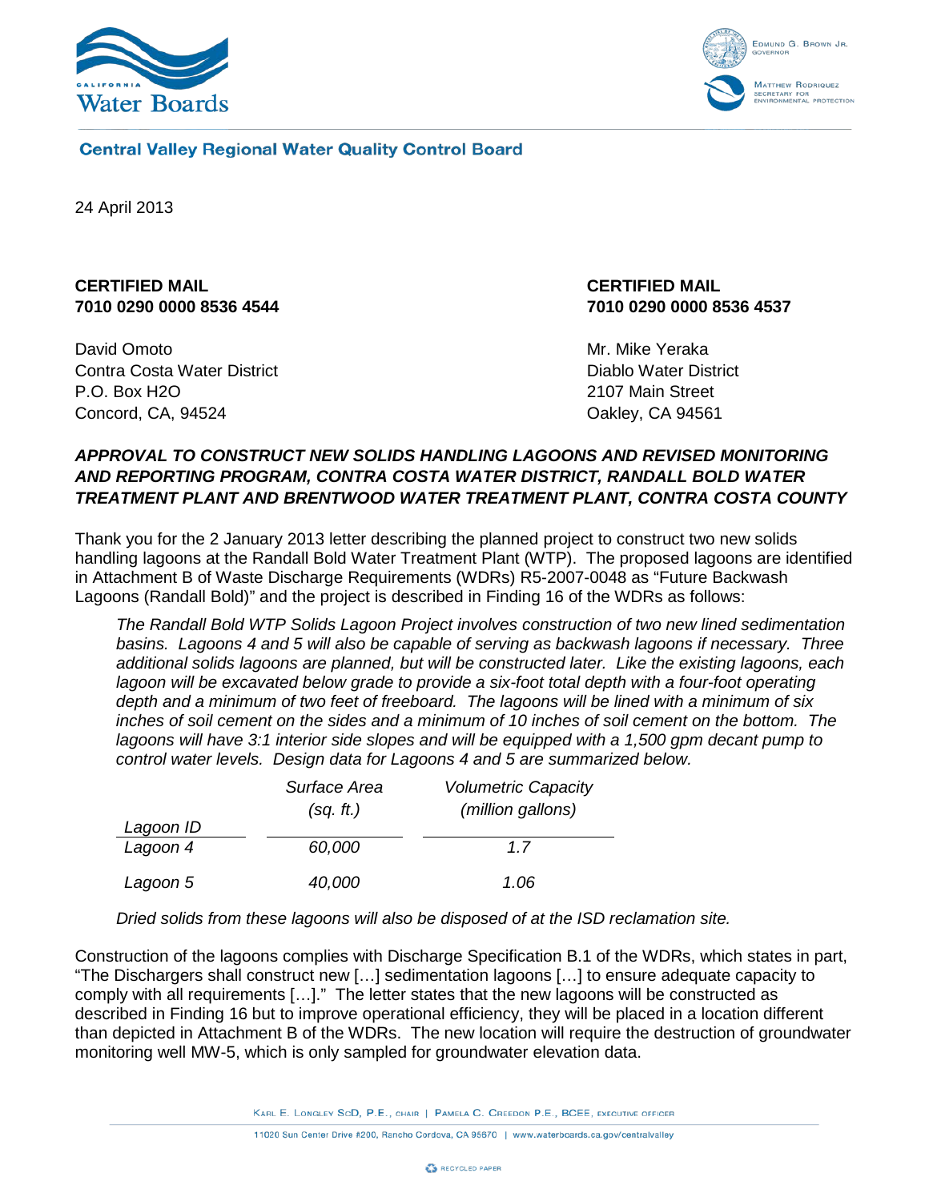Central Valley Regional Water Quality Control Board

24 April 2013

**CERTIFIED MAIL**
**7010 0290 0000 8536 4544**

David Omoto
Contra Costa Water District
P.O. Box H2O
Concord, CA, 94524

**CERTIFIED MAIL**
**7010 0290 0000 8536 4537**

Mr. Mike Yeraka
Diablo Water District
2107 Main Street
Oakley, CA 94561

***APPROVAL TO CONSTRUCT NEW SOLIDS HANDLING LAGOONS AND REVISED MONITORING AND REPORTING PROGRAM, CONTRA COSTA WATER DISTRICT, RANDALL BOLD WATER TREATMENT PLANT AND BRENTWOOD WATER TREATMENT PLANT, CONTRA COSTA COUNTY***

Thank you for the 2 January 2013 letter describing the planned project to construct two new solids handling lagoons at the Randall Bold Water Treatment Plant (WTP). The proposed lagoons are identified in Attachment B of Waste Discharge Requirements (WDRs) R5-2007-0048 as "Future Backwash Lagoons (Randall Bold)" and the project is described in Finding 16 of the WDRs as follows:

> *The Randall Bold WTP Solids Lagoon Project involves construction of two new lined sedimentation basins. Lagoons 4 and 5 will also be capable of serving as backwash lagoons if necessary. Three additional solids lagoons are planned, but will be constructed later. Like the existing lagoons, each lagoon will be excavated below grade to provide a six-foot total depth with a four-foot operating depth and a minimum of two feet of freeboard. The lagoons will be lined with a minimum of six inches of soil cement on the sides and a minimum of 10 inches of soil cement on the bottom. The lagoons will have 3:1 interior side slopes and will be equipped with a 1,500 gpm decant pump to control water levels. Design data for Lagoons 4 and 5 are summarized below.*
>
> | *Lagoon ID* | *Surface Area (sq. ft.)* | *Volumetric Capacity (million gallons)* |
> |---|---|---|
> | *Lagoon 4* | *60,000* | *1.7* |
> | *Lagoon 5* | *40,000* | *1.06* |
>
> *Dried solids from these lagoons will also be disposed of at the ISD reclamation site.*

Construction of the lagoons complies with Discharge Specification B.1 of the WDRs, which states in part, "The Dischargers shall construct new […] sedimentation lagoons […] to ensure adequate capacity to comply with all requirements […]." The letter states that the new lagoons will be constructed as described in Finding 16 but to improve operational efficiency, they will be placed in a location different than depicted in Attachment B of the WDRs. The new location will require the destruction of groundwater monitoring well MW-5, which is only sampled for groundwater elevation data.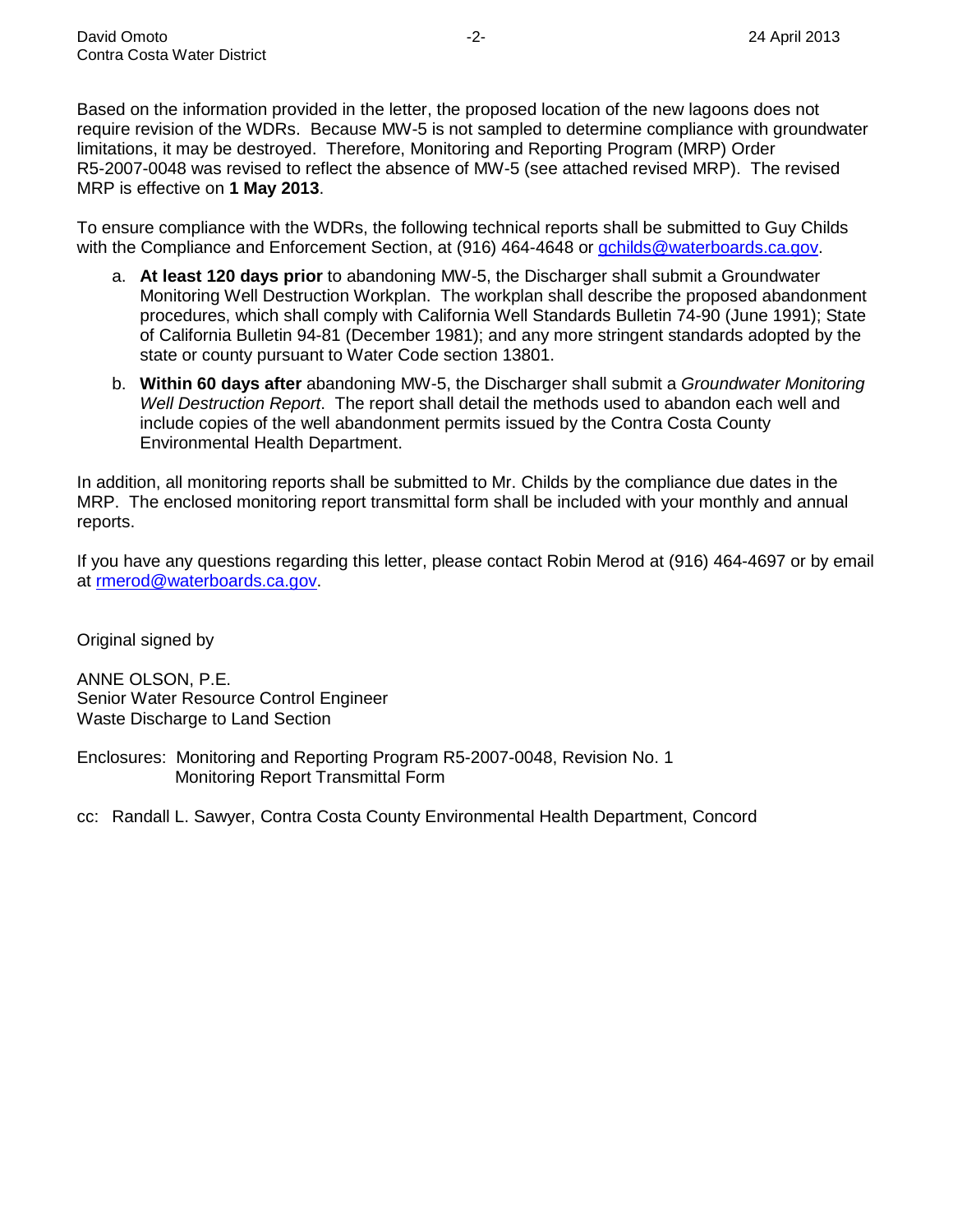Based on the information provided in the letter, the proposed location of the new lagoons does not require revision of the WDRs. Because MW-5 is not sampled to determine compliance with groundwater limitations, it may be destroyed. Therefore, Monitoring and Reporting Program (MRP) Order R5-2007-0048 was revised to reflect the absence of MW-5 (see attached revised MRP). The revised MRP is effective on **1 May 2013**.

To ensure compliance with the WDRs, the following technical reports shall be submitted to Guy Childs with the Compliance and Enforcement Section, at (916) 464-4648 or gchilds@waterboards.ca.gov.

a. **At least 120 days prior** to abandoning MW-5, the Discharger shall submit a Groundwater Monitoring Well Destruction Workplan. The workplan shall describe the proposed abandonment procedures, which shall comply with California Well Standards Bulletin 74-90 (June 1991); State of California Bulletin 94-81 (December 1981); and any more stringent standards adopted by the state or county pursuant to Water Code section 13801.

b. **Within 60 days after** abandoning MW-5, the Discharger shall submit a *Groundwater Monitoring Well Destruction Report*. The report shall detail the methods used to abandon each well and include copies of the well abandonment permits issued by the Contra Costa County Environmental Health Department.

In addition, all monitoring reports shall be submitted to Mr. Childs by the compliance due dates in the MRP. The enclosed monitoring report transmittal form shall be included with your monthly and annual reports.

If you have any questions regarding this letter, please contact Robin Merod at (916) 464-4697 or by email at rmerod@waterboards.ca.gov.

Original signed by

ANNE OLSON, P.E.
Senior Water Resource Control Engineer
Waste Discharge to Land Section

Enclosures: Monitoring and Reporting Program R5-2007-0048, Revision No. 1
Monitoring Report Transmittal Form

cc: Randall L. Sawyer, Contra Costa County Environmental Health Department, Concord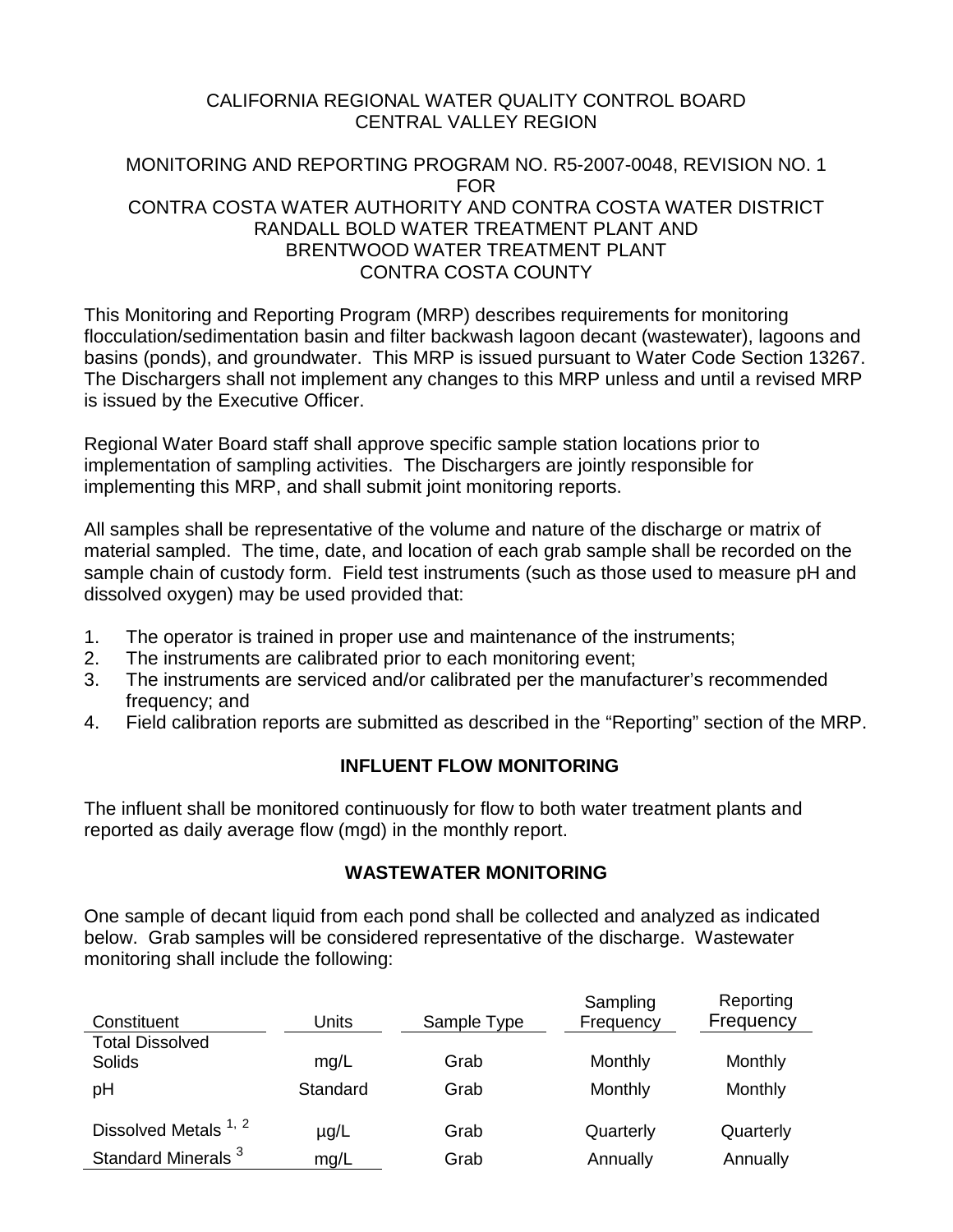CALIFORNIA REGIONAL WATER QUALITY CONTROL BOARD
CENTRAL VALLEY REGION

MONITORING AND REPORTING PROGRAM NO. R5-2007-0048, REVISION NO. 1
FOR
CONTRA COSTA WATER AUTHORITY AND CONTRA COSTA WATER DISTRICT
RANDALL BOLD WATER TREATMENT PLANT AND
BRENTWOOD WATER TREATMENT PLANT
CONTRA COSTA COUNTY

This Monitoring and Reporting Program (MRP) describes requirements for monitoring flocculation/sedimentation basin and filter backwash lagoon decant (wastewater), lagoons and basins (ponds), and groundwater. This MRP is issued pursuant to Water Code Section 13267. The Dischargers shall not implement any changes to this MRP unless and until a revised MRP is issued by the Executive Officer.

Regional Water Board staff shall approve specific sample station locations prior to implementation of sampling activities. The Dischargers are jointly responsible for implementing this MRP, and shall submit joint monitoring reports.

All samples shall be representative of the volume and nature of the discharge or matrix of material sampled. The time, date, and location of each grab sample shall be recorded on the sample chain of custody form. Field test instruments (such as those used to measure pH and dissolved oxygen) may be used provided that:

1. The operator is trained in proper use and maintenance of the instruments;
2. The instruments are calibrated prior to each monitoring event;
3. The instruments are serviced and/or calibrated per the manufacturer's recommended frequency; and
4. Field calibration reports are submitted as described in the "Reporting" section of the MRP.

## INFLUENT FLOW MONITORING

The influent shall be monitored continuously for flow to both water treatment plants and reported as daily average flow (mgd) in the monthly report.

## WASTEWATER MONITORING

One sample of decant liquid from each pond shall be collected and analyzed as indicated below. Grab samples will be considered representative of the discharge. Wastewater monitoring shall include the following:

| Constituent | Units | Sample Type | Sampling Frequency | Reporting Frequency |
|---|---|---|---|---|
| Total Dissolved Solids | mg/L | Grab | Monthly | Monthly |
| pH | Standard | Grab | Monthly | Monthly |
| Dissolved Metals [1, 2] | µg/L | Grab | Quarterly | Quarterly |
| Standard Minerals [3] | mg/L | Grab | Annually | Annually |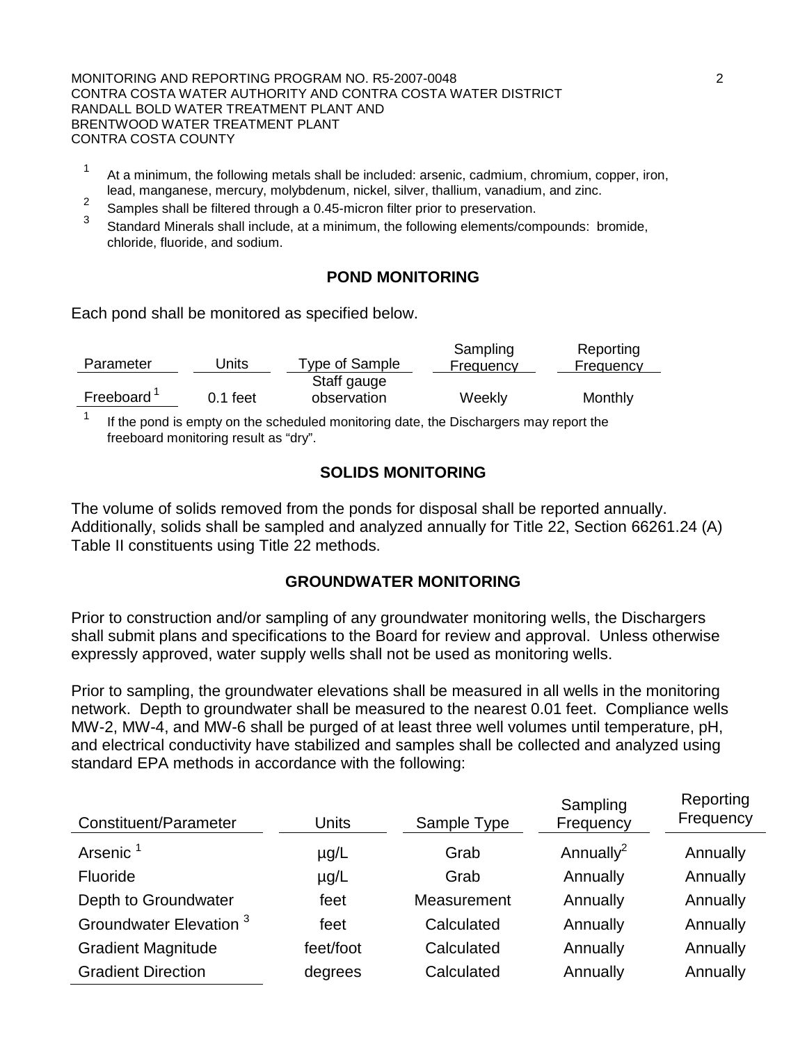[1] At a minimum, the following metals shall be included: arsenic, cadmium, chromium, copper, iron, lead, manganese, mercury, molybdenum, nickel, silver, thallium, vanadium, and zinc.

[2] Samples shall be filtered through a 0.45-micron filter prior to preservation.

[3] Standard Minerals shall include, at a minimum, the following elements/compounds: bromide, chloride, fluoride, and sodium.

## POND MONITORING

Each pond shall be monitored as specified below.

| Parameter | Units | Type of Sample | Sampling Frequency | Reporting Frequency |
|---|---|---|---|---|
| Freeboard [1] | 0.1 feet | Staff gauge observation | Weekly | Monthly |

[1] If the pond is empty on the scheduled monitoring date, the Dischargers may report the freeboard monitoring result as "dry".

## SOLIDS MONITORING

The volume of solids removed from the ponds for disposal shall be reported annually. Additionally, solids shall be sampled and analyzed annually for Title 22, Section 66261.24 (A) Table II constituents using Title 22 methods.

## GROUNDWATER MONITORING

Prior to construction and/or sampling of any groundwater monitoring wells, the Dischargers shall submit plans and specifications to the Board for review and approval. Unless otherwise expressly approved, water supply wells shall not be used as monitoring wells.

Prior to sampling, the groundwater elevations shall be measured in all wells in the monitoring network. Depth to groundwater shall be measured to the nearest 0.01 feet. Compliance wells MW-2, MW-4, and MW-6 shall be purged of at least three well volumes until temperature, pH, and electrical conductivity have stabilized and samples shall be collected and analyzed using standard EPA methods in accordance with the following:

| Constituent/Parameter | Units | Sample Type | Sampling Frequency | Reporting Frequency |
|---|---|---|---|---|
| Arsenic [1] | μg/L | Grab | Annually[2] | Annually |
| Fluoride | μg/L | Grab | Annually | Annually |
| Depth to Groundwater | feet | Measurement | Annually | Annually |
| Groundwater Elevation [3] | feet | Calculated | Annually | Annually |
| Gradient Magnitude | feet/foot | Calculated | Annually | Annually |
| Gradient Direction | degrees | Calculated | Annually | Annually |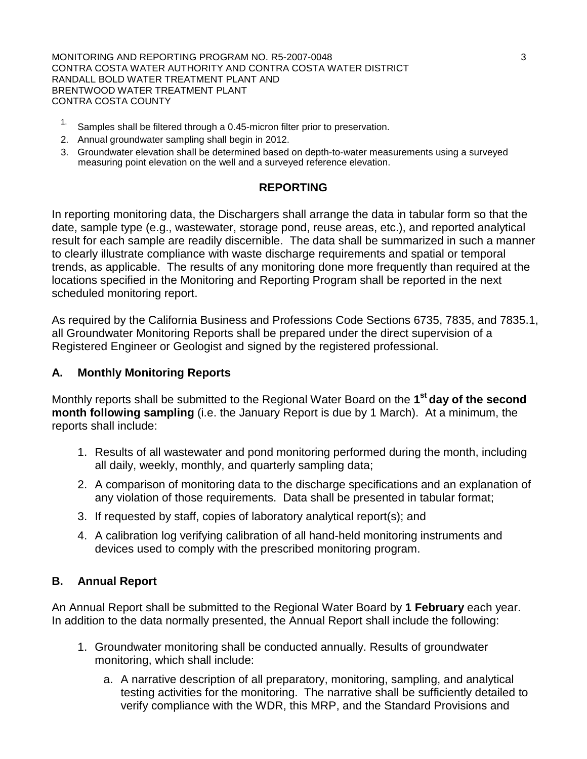1. Samples shall be filtered through a 0.45-micron filter prior to preservation.
2. Annual groundwater sampling shall begin in 2012.
3. Groundwater elevation shall be determined based on depth-to-water measurements using a surveyed measuring point elevation on the well and a surveyed reference elevation.

## REPORTING

In reporting monitoring data, the Dischargers shall arrange the data in tabular form so that the date, sample type (e.g., wastewater, storage pond, reuse areas, etc.), and reported analytical result for each sample are readily discernible. The data shall be summarized in such a manner to clearly illustrate compliance with waste discharge requirements and spatial or temporal trends, as applicable. The results of any monitoring done more frequently than required at the locations specified in the Monitoring and Reporting Program shall be reported in the next scheduled monitoring report.

As required by the California Business and Professions Code Sections 6735, 7835, and 7835.1, all Groundwater Monitoring Reports shall be prepared under the direct supervision of a Registered Engineer or Geologist and signed by the registered professional.

### A. Monthly Monitoring Reports

Monthly reports shall be submitted to the Regional Water Board on the **1st day of the second month following sampling** (i.e. the January Report is due by 1 March). At a minimum, the reports shall include:

1. Results of all wastewater and pond monitoring performed during the month, including all daily, weekly, monthly, and quarterly sampling data;
2. A comparison of monitoring data to the discharge specifications and an explanation of any violation of those requirements. Data shall be presented in tabular format;
3. If requested by staff, copies of laboratory analytical report(s); and
4. A calibration log verifying calibration of all hand-held monitoring instruments and devices used to comply with the prescribed monitoring program.

### B. Annual Report

An Annual Report shall be submitted to the Regional Water Board by **1 February** each year. In addition to the data normally presented, the Annual Report shall include the following:

1. Groundwater monitoring shall be conducted annually. Results of groundwater monitoring, which shall include:
   a. A narrative description of all preparatory, monitoring, sampling, and analytical testing activities for the monitoring. The narrative shall be sufficiently detailed to verify compliance with the WDR, this MRP, and the Standard Provisions and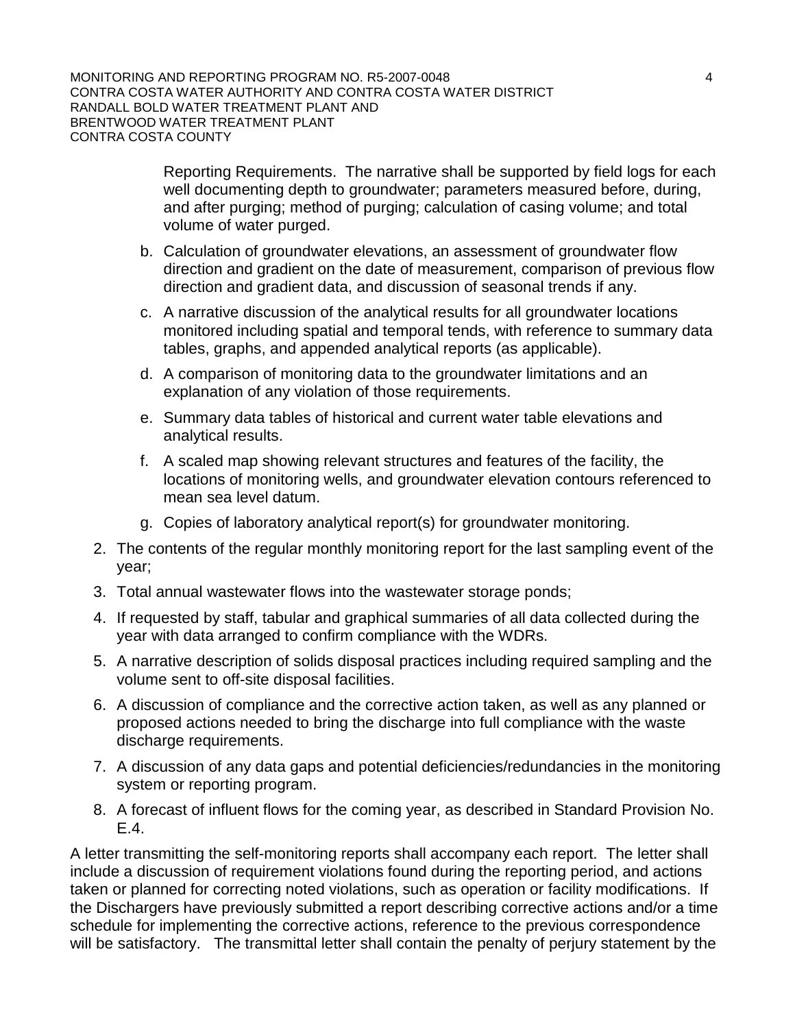Reporting Requirements. The narrative shall be supported by field logs for each well documenting depth to groundwater; parameters measured before, during, and after purging; method of purging; calculation of casing volume; and total volume of water purged.

   b. Calculation of groundwater elevations, an assessment of groundwater flow direction and gradient on the date of measurement, comparison of previous flow direction and gradient data, and discussion of seasonal trends if any.

   c. A narrative discussion of the analytical results for all groundwater locations monitored including spatial and temporal tends, with reference to summary data tables, graphs, and appended analytical reports (as applicable).

   d. A comparison of monitoring data to the groundwater limitations and an explanation of any violation of those requirements.

   e. Summary data tables of historical and current water table elevations and analytical results.

   f. A scaled map showing relevant structures and features of the facility, the locations of monitoring wells, and groundwater elevation contours referenced to mean sea level datum.

   g. Copies of laboratory analytical report(s) for groundwater monitoring.

2. The contents of the regular monthly monitoring report for the last sampling event of the year;

3. Total annual wastewater flows into the wastewater storage ponds;

4. If requested by staff, tabular and graphical summaries of all data collected during the year with data arranged to confirm compliance with the WDRs.

5. A narrative description of solids disposal practices including required sampling and the volume sent to off-site disposal facilities.

6. A discussion of compliance and the corrective action taken, as well as any planned or proposed actions needed to bring the discharge into full compliance with the waste discharge requirements.

7. A discussion of any data gaps and potential deficiencies/redundancies in the monitoring system or reporting program.

8. A forecast of influent flows for the coming year, as described in Standard Provision No. E.4.

A letter transmitting the self-monitoring reports shall accompany each report. The letter shall include a discussion of requirement violations found during the reporting period, and actions taken or planned for correcting noted violations, such as operation or facility modifications. If the Dischargers have previously submitted a report describing corrective actions and/or a time schedule for implementing the corrective actions, reference to the previous correspondence will be satisfactory. The transmittal letter shall contain the penalty of perjury statement by the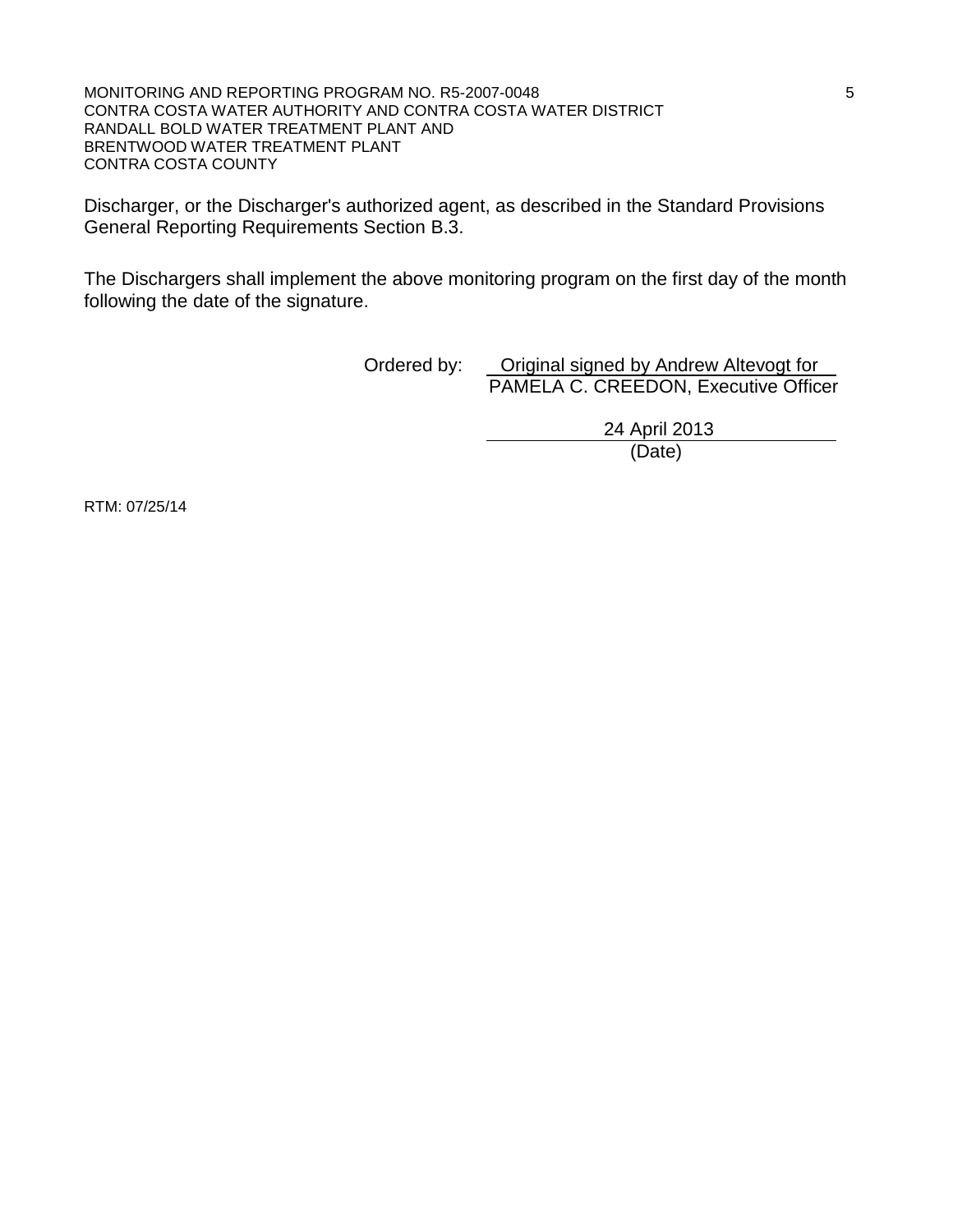Discharger, or the Discharger's authorized agent, as described in the Standard Provisions General Reporting Requirements Section B.3.

The Dischargers shall implement the above monitoring program on the first day of the month following the date of the signature.

Ordered by: Original signed by Andrew Altevogt for
PAMELA C. CREEDON, Executive Officer

24 April 2013
(Date)

RTM: 07/25/14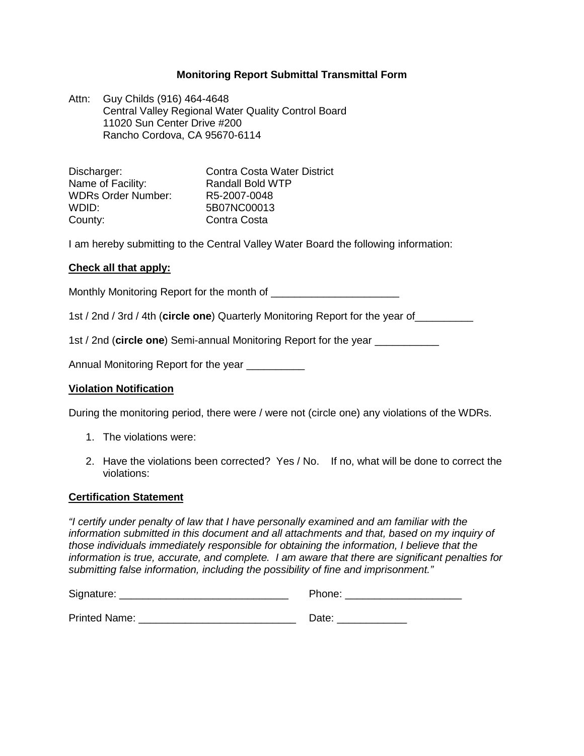**Monitoring Report Submittal Transmittal Form**

Attn: Guy Childs (916) 464-4648
Central Valley Regional Water Quality Control Board
11020 Sun Center Drive #200
Rancho Cordova, CA 95670-6114

| | |
|---|---|
| Discharger: | Contra Costa Water District |
| Name of Facility: | Randall Bold WTP |
| WDRs Order Number: | R5-2007-0048 |
| WDID: | 5B07NC00013 |
| County: | Contra Costa |

I am hereby submitting to the Central Valley Water Board the following information:

**Check all that apply:**

Monthly Monitoring Report for the month of ______________________

1st / 2nd / 3rd / 4th (**circle one**) Quarterly Monitoring Report for the year of__________

1st / 2nd (**circle one**) Semi-annual Monitoring Report for the year ___________

Annual Monitoring Report for the year __________

**Violation Notification**

During the monitoring period, there were / were not (circle one) any violations of the WDRs.

1. The violations were:
2. Have the violations been corrected? Yes / No. If no, what will be done to correct the violations:

**Certification Statement**

*"I certify under penalty of law that I have personally examined and am familiar with the information submitted in this document and all attachments and that, based on my inquiry of those individuals immediately responsible for obtaining the information, I believe that the information is true, accurate, and complete. I am aware that there are significant penalties for submitting false information, including the possibility of fine and imprisonment."*

Signature: _____________________________ Phone: ____________________

Printed Name: ___________________________ Date: ____________